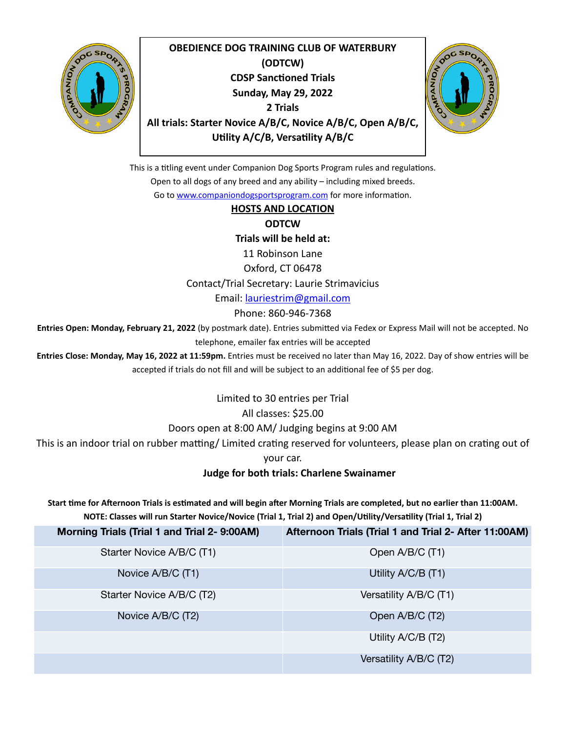**OBEDIENCE DOG TRAINING CLUB OF WATERBURY (ODTCW)**

**CDSP Sanctioned Trials**

**Sunday, May 29, 2022**

**2 Trials**

**All trials: Starter Novice A/B/C, Novice A/B/C, Open A/B/C, Utility A/C/B, Versatility A/B/C**

This is a titling event under Companion Dog Sports Program rules and regulations.

Open to all dogs of any breed and any ability – including mixed breeds.

Go to www.companiondogsportsprogram.com for more information.

## HOSTS AND LOCATION

**ODTCW**

**Trials will be held at:**

11 Robinson Lane

Oxford, CT 06478

Contact/Trial Secretary: Laurie Strimavicius

Email: lauriestrim@gmail.com

Phone: 860-946-7368

**Entries Open: Monday, February 21, 2022** (by postmark date). Entries submitted via Fedex or Express Mail will not be accepted. No telephone, emailer fax entries will be accepted

**Entries Close: Monday, May 16, 2022 at 11:59pm.** Entries must be received no later than May 16, 2022. Day of show entries will be accepted if trials do not fill and will be subject to an additional fee of $5 per dog.

Limited to 30 entries per Trial

All classes: $25.00

Doors open at 8:00 AM/ Judging begins at 9:00 AM

This is an indoor trial on rubber matting/ Limited crating reserved for volunteers, please plan on crating out of your car.

**Judge for both trials: Charlene Swainamer**

**Start time for Afternoon Trials is estimated and will begin after Morning Trials are completed, but no earlier than 11:00AM.**

**NOTE: Classes will run Starter Novice/Novice (Trial 1, Trial 2) and Open/Utility/Versatility (Trial 1, Trial 2)**

| Morning Trials (Trial 1 and Trial 2- 9:00AM) | Afternoon Trials (Trial 1 and Trial 2- After 11:00AM) |
|---|---|
| Starter Novice A/B/C (T1) | Open A/B/C (T1) |
| Novice A/B/C (T1) | Utility A/C/B (T1) |
| Starter Novice A/B/C (T2) | Versatility A/B/C (T1) |
| Novice A/B/C (T2) | Open A/B/C (T2) |
| | Utility A/C/B (T2) |
| | Versatility A/B/C (T2) |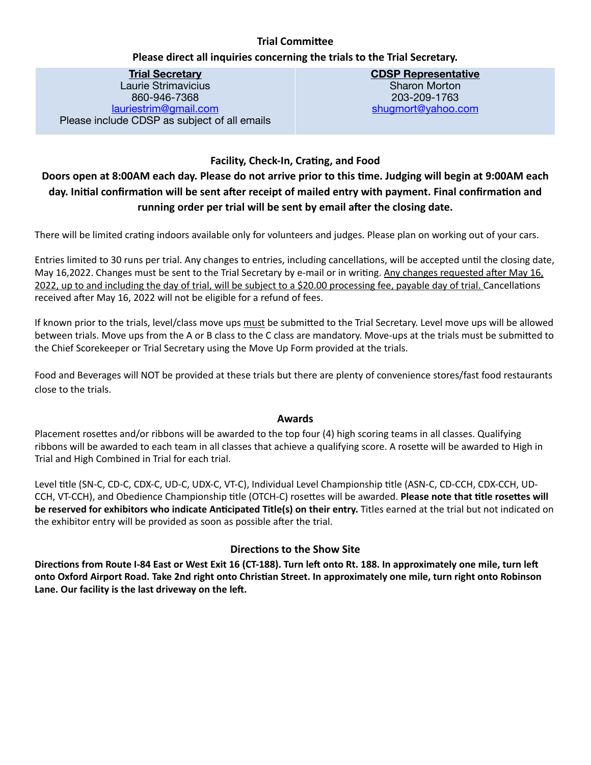## Trial Committee

**Please direct all inquiries concerning the trials to the Trial Secretary.**

| **Trial Secretary** | **CDSP Representative** |
|---|---|
| Laurie Strimavicius | Sharon Morton |
| 860-946-7368 | 203-209-1763 |
| lauriestrim@gmail.com | shugmort@yahoo.com |
| Please include CDSP as subject of all emails | |

## Facility, Check-In, Crating, and Food

**Doors open at 8:00AM each day. Please do not arrive prior to this time. Judging will begin at 9:00AM each day. Initial confirmation will be sent after receipt of mailed entry with payment. Final confirmation and running order per trial will be sent by email after the closing date.**

There will be limited crating indoors available only for volunteers and judges. Please plan on working out of your cars.

Entries limited to 30 runs per trial. Any changes to entries, including cancellations, will be accepted until the closing date, May 16,2022. Changes must be sent to the Trial Secretary by e-mail or in writing. Any changes requested after May 16, 2022, up to and including the day of trial, will be subject to a $20.00 processing fee, payable day of trial. Cancellations received after May 16, 2022 will not be eligible for a refund of fees.

If known prior to the trials, level/class move ups must be submitted to the Trial Secretary. Level move ups will be allowed between trials. Move ups from the A or B class to the C class are mandatory. Move-ups at the trials must be submitted to the Chief Scorekeeper or Trial Secretary using the Move Up Form provided at the trials.

Food and Beverages will NOT be provided at these trials but there are plenty of convenience stores/fast food restaurants close to the trials.

## Awards

Placement rosettes and/or ribbons will be awarded to the top four (4) high scoring teams in all classes. Qualifying ribbons will be awarded to each team in all classes that achieve a qualifying score. A rosette will be awarded to High in Trial and High Combined in Trial for each trial.

Level title (SN-C, CD-C, CDX-C, UD-C, UDX-C, VT-C), Individual Level Championship title (ASN-C, CD-CCH, CDX-CCH, UD-CCH, VT-CCH), and Obedience Championship title (OTCH-C) rosettes will be awarded. **Please note that title rosettes will be reserved for exhibitors who indicate Anticipated Title(s) on their entry.** Titles earned at the trial but not indicated on the exhibitor entry will be provided as soon as possible after the trial.

## Directions to the Show Site

**Directions from Route I-84 East or West Exit 16 (CT-188). Turn left onto Rt. 188. In approximately one mile, turn left onto Oxford Airport Road. Take 2nd right onto Christian Street. In approximately one mile, turn right onto Robinson Lane. Our facility is the last driveway on the left.**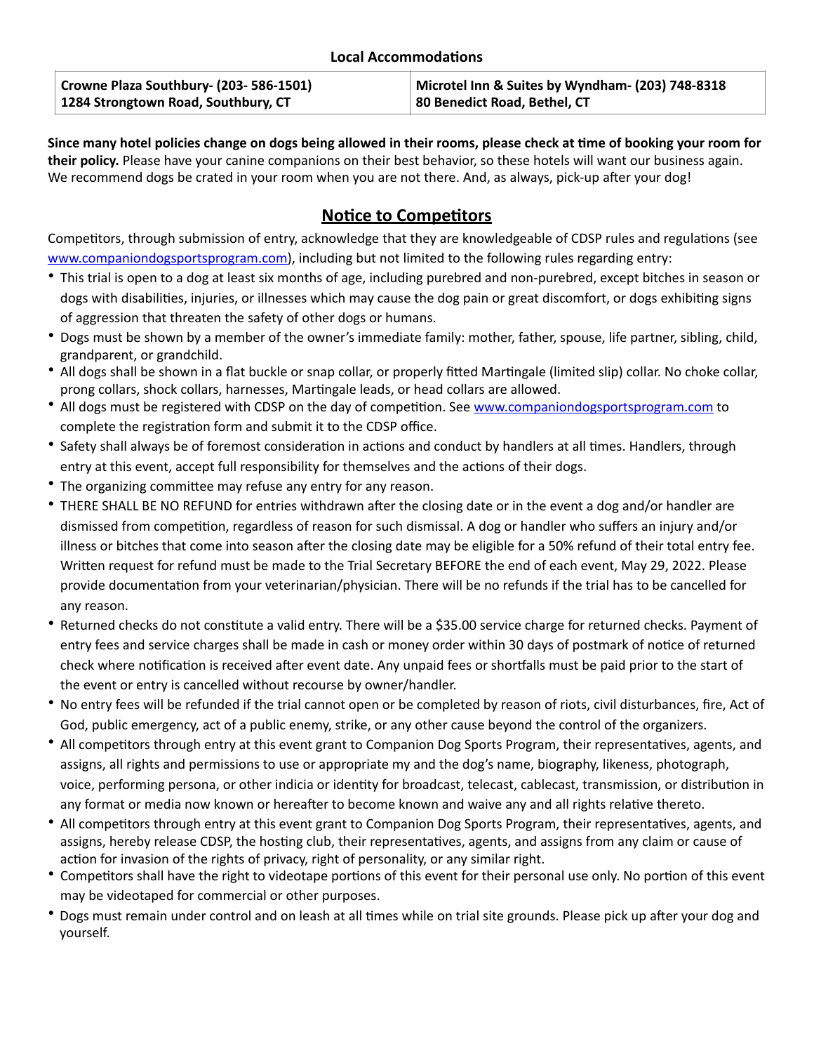### Local Accommodations

| | |
|---|---|
| **Crowne Plaza Southbury- (203- 586-1501)**<br>**1284 Strongtown Road, Southbury, CT** | **Microtel Inn & Suites by Wyndham- (203) 748-8318**<br>**80 Benedict Road, Bethel, CT** |

**Since many hotel policies change on dogs being allowed in their rooms, please check at time of booking your room for their policy.** Please have your canine companions on their best behavior, so these hotels will want our business again. We recommend dogs be crated in your room when you are not there. And, as always, pick-up after your dog!

## Notice to Competitors

Competitors, through submission of entry, acknowledge that they are knowledgeable of CDSP rules and regulations (see www.companiondogsportsprogram.com), including but not limited to the following rules regarding entry:

- This trial is open to a dog at least six months of age, including purebred and non-purebred, except bitches in season or dogs with disabilities, injuries, or illnesses which may cause the dog pain or great discomfort, or dogs exhibiting signs of aggression that threaten the safety of other dogs or humans.
- Dogs must be shown by a member of the owner's immediate family: mother, father, spouse, life partner, sibling, child, grandparent, or grandchild.
- All dogs shall be shown in a flat buckle or snap collar, or properly fitted Martingale (limited slip) collar. No choke collar, prong collars, shock collars, harnesses, Martingale leads, or head collars are allowed.
- All dogs must be registered with CDSP on the day of competition. See www.companiondogsportsprogram.com to complete the registration form and submit it to the CDSP office.
- Safety shall always be of foremost consideration in actions and conduct by handlers at all times. Handlers, through entry at this event, accept full responsibility for themselves and the actions of their dogs.
- The organizing committee may refuse any entry for any reason.
- THERE SHALL BE NO REFUND for entries withdrawn after the closing date or in the event a dog and/or handler are dismissed from competition, regardless of reason for such dismissal. A dog or handler who suffers an injury and/or illness or bitches that come into season after the closing date may be eligible for a 50% refund of their total entry fee. Written request for refund must be made to the Trial Secretary BEFORE the end of each event, May 29, 2022. Please provide documentation from your veterinarian/physician. There will be no refunds if the trial has to be cancelled for any reason.
- Returned checks do not constitute a valid entry. There will be a $35.00 service charge for returned checks. Payment of entry fees and service charges shall be made in cash or money order within 30 days of postmark of notice of returned check where notification is received after event date. Any unpaid fees or shortfalls must be paid prior to the start of the event or entry is cancelled without recourse by owner/handler.
- No entry fees will be refunded if the trial cannot open or be completed by reason of riots, civil disturbances, fire, Act of God, public emergency, act of a public enemy, strike, or any other cause beyond the control of the organizers.
- All competitors through entry at this event grant to Companion Dog Sports Program, their representatives, agents, and assigns, all rights and permissions to use or appropriate my and the dog's name, biography, likeness, photograph, voice, performing persona, or other indicia or identity for broadcast, telecast, cablecast, transmission, or distribution in any format or media now known or hereafter to become known and waive any and all rights relative thereto.
- All competitors through entry at this event grant to Companion Dog Sports Program, their representatives, agents, and assigns, hereby release CDSP, the hosting club, their representatives, agents, and assigns from any claim or cause of action for invasion of the rights of privacy, right of personality, or any similar right.
- Competitors shall have the right to videotape portions of this event for their personal use only. No portion of this event may be videotaped for commercial or other purposes.
- Dogs must remain under control and on leash at all times while on trial site grounds. Please pick up after your dog and yourself.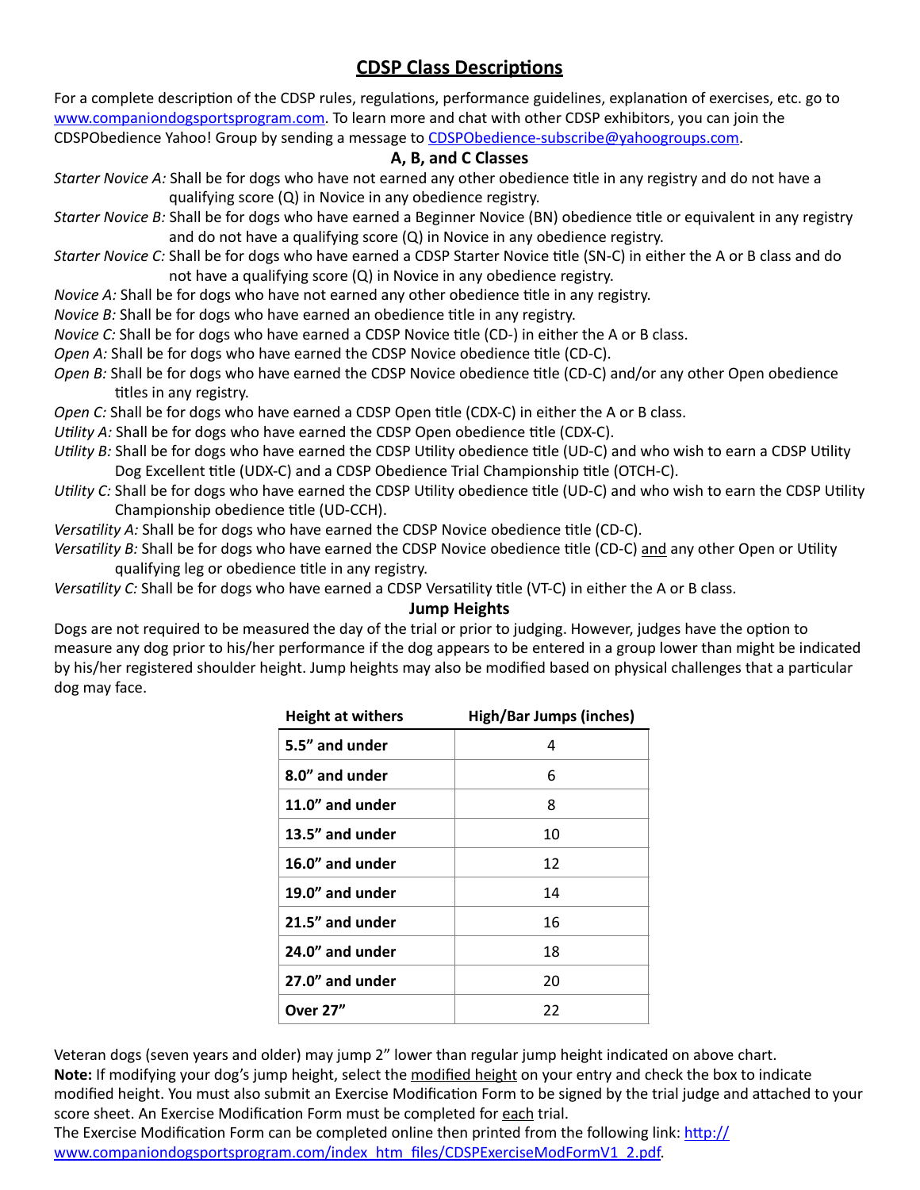# CDSP Class Descriptions

For a complete description of the CDSP rules, regulations, performance guidelines, explanation of exercises, etc. go to [www.companiondogsportsprogram.com](http://www.companiondogsportsprogram.com). To learn more and chat with other CDSP exhibitors, you can join the CDSPObedience Yahoo! Group by sending a message to [CDSPObedience-subscribe@yahoogroups.com](mailto:CDSPObedience-subscribe@yahoogroups.com).

## A, B, and C Classes

*Starter Novice A:* Shall be for dogs who have not earned any other obedience title in any registry and do not have a qualifying score (Q) in Novice in any obedience registry.

*Starter Novice B:* Shall be for dogs who have earned a Beginner Novice (BN) obedience title or equivalent in any registry and do not have a qualifying score (Q) in Novice in any obedience registry.

*Starter Novice C:* Shall be for dogs who have earned a CDSP Starter Novice title (SN-C) in either the A or B class and do not have a qualifying score (Q) in Novice in any obedience registry.

*Novice A:* Shall be for dogs who have not earned any other obedience title in any registry.

*Novice B:* Shall be for dogs who have earned an obedience title in any registry.

*Novice C:* Shall be for dogs who have earned a CDSP Novice title (CD-) in either the A or B class.

*Open A:* Shall be for dogs who have earned the CDSP Novice obedience title (CD-C).

*Open B:* Shall be for dogs who have earned the CDSP Novice obedience title (CD-C) and/or any other Open obedience titles in any registry.

*Open C:* Shall be for dogs who have earned a CDSP Open title (CDX-C) in either the A or B class.

*Utility A:* Shall be for dogs who have earned the CDSP Open obedience title (CDX-C).

*Utility B:* Shall be for dogs who have earned the CDSP Utility obedience title (UD-C) and who wish to earn a CDSP Utility Dog Excellent title (UDX-C) and a CDSP Obedience Trial Championship title (OTCH-C).

*Utility C:* Shall be for dogs who have earned the CDSP Utility obedience title (UD-C) and who wish to earn the CDSP Utility Championship obedience title (UD-CCH).

*Versatility A:* Shall be for dogs who have earned the CDSP Novice obedience title (CD-C).

*Versatility B:* Shall be for dogs who have earned the CDSP Novice obedience title (CD-C) and any other Open or Utility qualifying leg or obedience title in any registry.

*Versatility C:* Shall be for dogs who have earned a CDSP Versatility title (VT-C) in either the A or B class.

## Jump Heights

Dogs are not required to be measured the day of the trial or prior to judging. However, judges have the option to measure any dog prior to his/her performance if the dog appears to be entered in a group lower than might be indicated by his/her registered shoulder height. Jump heights may also be modified based on physical challenges that a particular dog may face.

| Height at withers | High/Bar Jumps (inches) |
|---|---|
| **5.5" and under** | 4 |
| **8.0" and under** | 6 |
| **11.0" and under** | 8 |
| **13.5" and under** | 10 |
| **16.0" and under** | 12 |
| **19.0" and under** | 14 |
| **21.5" and under** | 16 |
| **24.0" and under** | 18 |
| **27.0" and under** | 20 |
| **Over 27"** | 22 |

Veteran dogs (seven years and older) may jump 2" lower than regular jump height indicated on above chart.

**Note:** If modifying your dog's jump height, select the modified height on your entry and check the box to indicate modified height. You must also submit an Exercise Modification Form to be signed by the trial judge and attached to your score sheet. An Exercise Modification Form must be completed for each trial.

The Exercise Modification Form can be completed online then printed from the following link: [http://www.companiondogsportsprogram.com/index_htm_files/CDSPExerciseModFormV1_2.pdf](http://www.companiondogsportsprogram.com/index_htm_files/CDSPExerciseModFormV1_2.pdf).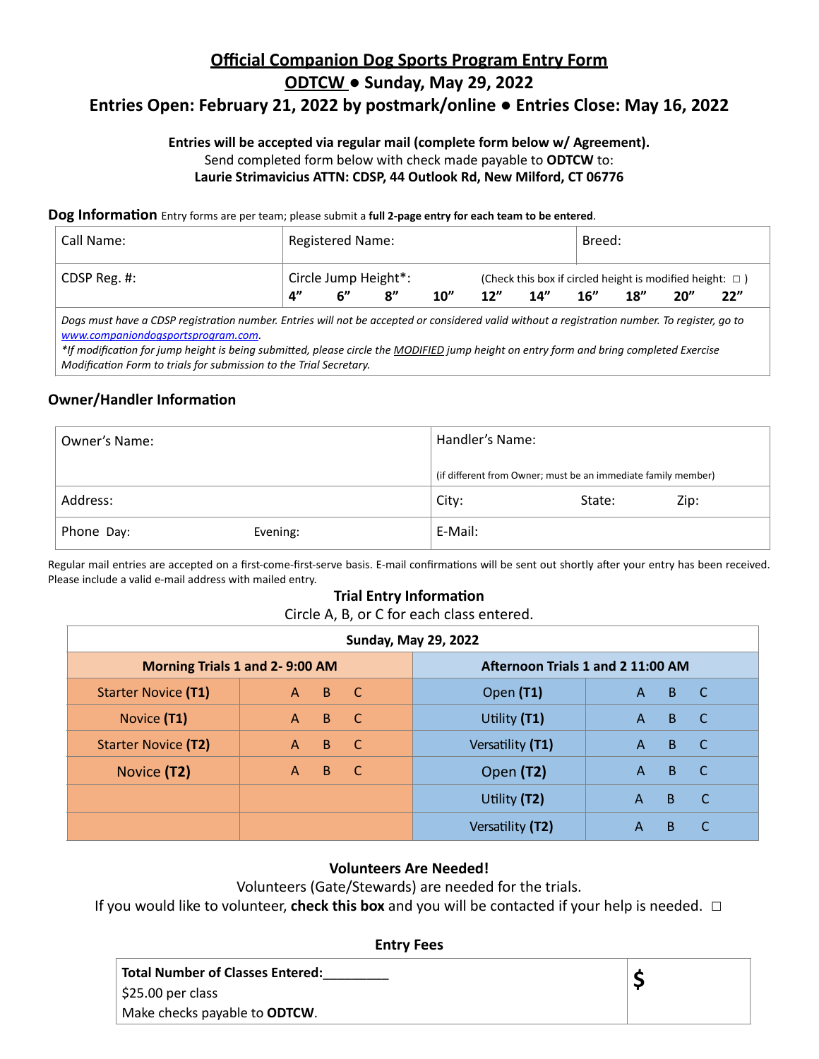# Official Companion Dog Sports Program Entry Form

## ODTCW ● Sunday, May 29, 2022

## Entries Open: February 21, 2022 by postmark/online ● Entries Close: May 16, 2022

**Entries will be accepted via regular mail (complete form below w/ Agreement).**
Send completed form below with check made payable to **ODTCW** to:
**Laurie Strimavicius ATTN: CDSP, 44 Outlook Rd, New Milford, CT 06776**

**Dog Information** Entry forms are per team; please submit a **full 2-page entry for each team to be entered**.

| Call Name: | Registered Name: | Breed: |
|---|---|---|
| CDSP Reg. #: | Circle Jump Height*: (Check this box if circled height is modified height: □ ) **4" 6" 8" 10" 12" 14" 16" 18" 20" 22"** | |

*Dogs must have a CDSP registration number. Entries will not be accepted or considered valid without a registration number. To register, go to www.companiondogsportsprogram.com.*
**If modification for jump height is being submitted, please circle the MODIFIED jump height on entry form and bring completed Exercise Modification Form to trials for submission to the Trial Secretary.*

## Owner/Handler Information

| Owner's Name: | Handler's Name: (if different from Owner; must be an immediate family member) | | |
|---|---|---|---|
| Address: | City: | State: | Zip: |
| Phone Day: Evening: | E-Mail: | | |

Regular mail entries are accepted on a first-come-first-serve basis. E-mail confirmations will be sent out shortly after your entry has been received. Please include a valid e-mail address with mailed entry.

**Trial Entry Information**
Circle A, B, or C for each class entered.

| Sunday, May 29, 2022 | | | |
|---|---|---|---|
| **Morning Trials 1 and 2- 9:00 AM** | | **Afternoon Trials 1 and 2 11:00 AM** | |
| Starter Novice **(T1)** | A B C | Open **(T1)** | A B C |
| Novice **(T1)** | A B C | Utility **(T1)** | A B C |
| Starter Novice **(T2)** | A B C | Versatility **(T1)** | A B C |
| Novice **(T2)** | A B C | Open **(T2)** | A B C |
| | | Utility **(T2)** | A B C |
| | | Versatility **(T2)** | A B C |

**Volunteers Are Needed!**
Volunteers (Gate/Stewards) are needed for the trials.
If you would like to volunteer, **check this box** and you will be contacted if your help is needed. □

**Entry Fees**

| **Total Number of Classes Entered:**_________ $25.00 per class Make checks payable to **ODTCW**. | **$** |
|---|---|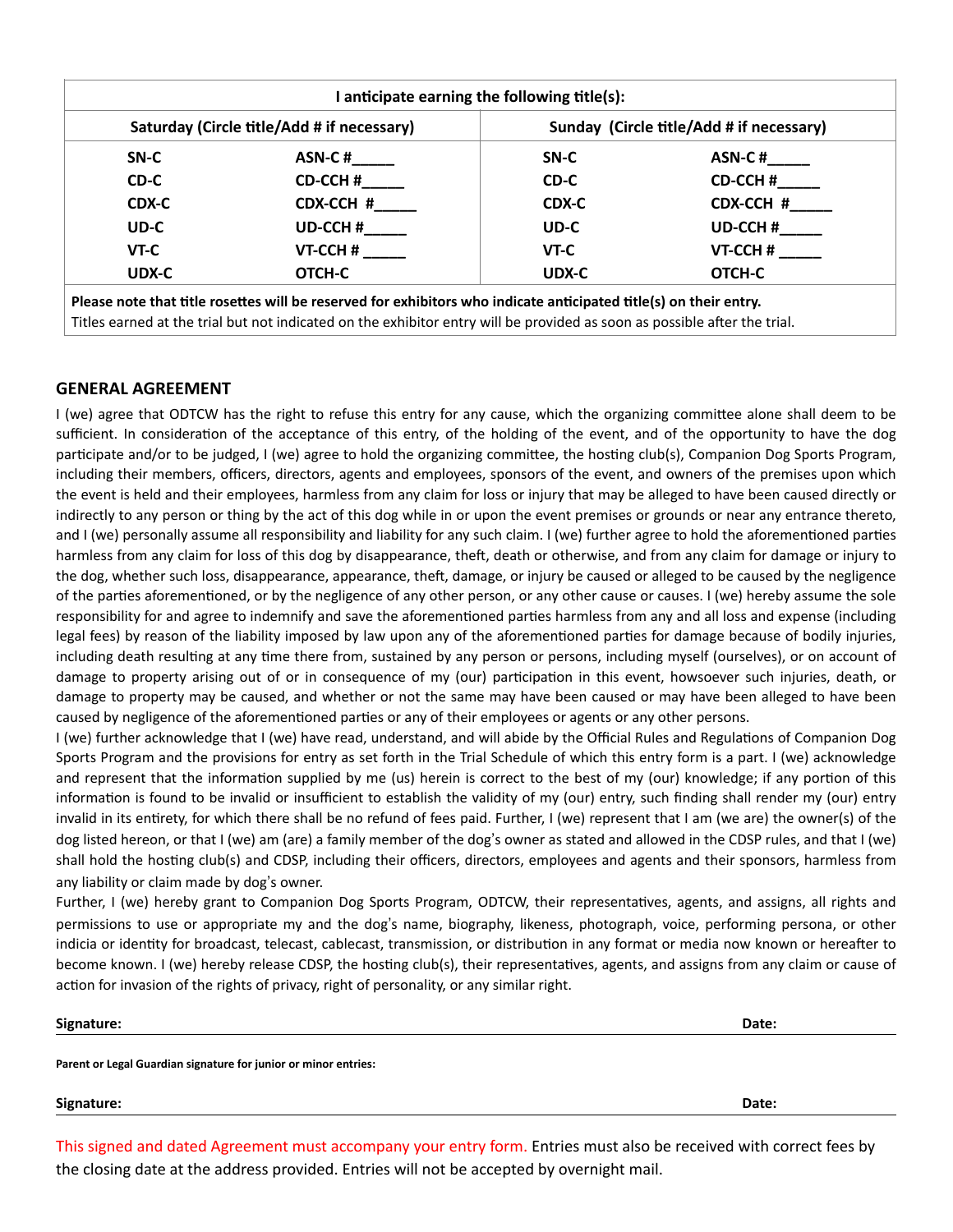| I anticipate earning the following title(s): | | | |
|---|---|---|---|
| **Saturday (Circle title/Add # if necessary)** | | **Sunday (Circle title/Add # if necessary)** | |
| **SN-C** | **ASN-C #_____** | **SN-C** | **ASN-C #_____** |
| **CD-C** | **CD-CCH #_____** | **CD-C** | **CD-CCH #_____** |
| **CDX-C** | **CDX-CCH #_____** | **CDX-C** | **CDX-CCH #_____** |
| **UD-C** | **UD-CCH #_____** | **UD-C** | **UD-CCH #_____** |
| **VT-C** | **VT-CCH #_____** | **VT-C** | **VT-CCH #_____** |
| **UDX-C** | **OTCH-C** | **UDX-C** | **OTCH-C** |

**Please note that title rosettes will be reserved for exhibitors who indicate anticipated title(s) on their entry.**
Titles earned at the trial but not indicated on the exhibitor entry will be provided as soon as possible after the trial.

## GENERAL AGREEMENT

I (we) agree that ODTCW has the right to refuse this entry for any cause, which the organizing committee alone shall deem to be sufficient. In consideration of the acceptance of this entry, of the holding of the event, and of the opportunity to have the dog participate and/or to be judged, I (we) agree to hold the organizing committee, the hosting club(s), Companion Dog Sports Program, including their members, officers, directors, agents and employees, sponsors of the event, and owners of the premises upon which the event is held and their employees, harmless from any claim for loss or injury that may be alleged to have been caused directly or indirectly to any person or thing by the act of this dog while in or upon the event premises or grounds or near any entrance thereto, and I (we) personally assume all responsibility and liability for any such claim. I (we) further agree to hold the aforementioned parties harmless from any claim for loss of this dog by disappearance, theft, death or otherwise, and from any claim for damage or injury to the dog, whether such loss, disappearance, appearance, theft, damage, or injury be caused or alleged to be caused by the negligence of the parties aforementioned, or by the negligence of any other person, or any other cause or causes. I (we) hereby assume the sole responsibility for and agree to indemnify and save the aforementioned parties harmless from any and all loss and expense (including legal fees) by reason of the liability imposed by law upon any of the aforementioned parties for damage because of bodily injuries, including death resulting at any time there from, sustained by any person or persons, including myself (ourselves), or on account of damage to property arising out of or in consequence of my (our) participation in this event, howsoever such injuries, death, or damage to property may be caused, and whether or not the same may have been caused or may have been alleged to have been caused by negligence of the aforementioned parties or any of their employees or agents or any other persons.
I (we) further acknowledge that I (we) have read, understand, and will abide by the Official Rules and Regulations of Companion Dog Sports Program and the provisions for entry as set forth in the Trial Schedule of which this entry form is a part. I (we) acknowledge and represent that the information supplied by me (us) herein is correct to the best of my (our) knowledge; if any portion of this information is found to be invalid or insufficient to establish the validity of my (our) entry, such finding shall render my (our) entry invalid in its entirety, for which there shall be no refund of fees paid. Further, I (we) represent that I am (we are) the owner(s) of the dog listed hereon, or that I (we) am (are) a family member of the dog's owner as stated and allowed in the CDSP rules, and that I (we) shall hold the hosting club(s) and CDSP, including their officers, directors, employees and agents and their sponsors, harmless from any liability or claim made by dog's owner.
Further, I (we) hereby grant to Companion Dog Sports Program, ODTCW, their representatives, agents, and assigns, all rights and permissions to use or appropriate my and the dog's name, biography, likeness, photograph, voice, performing persona, or other indicia or identity for broadcast, telecast, cablecast, transmission, or distribution in any format or media now known or hereafter to become known. I (we) hereby release CDSP, the hosting club(s), their representatives, agents, and assigns from any claim or cause of action for invasion of the rights of privacy, right of personality, or any similar right.

**Signature:** ______________________________ **Date:** __________

**Parent or Legal Guardian signature for junior or minor entries:**

**Signature:** ______________________________ **Date:** __________

This signed and dated Agreement must accompany your entry form. Entries must also be received with correct fees by the closing date at the address provided. Entries will not be accepted by overnight mail.